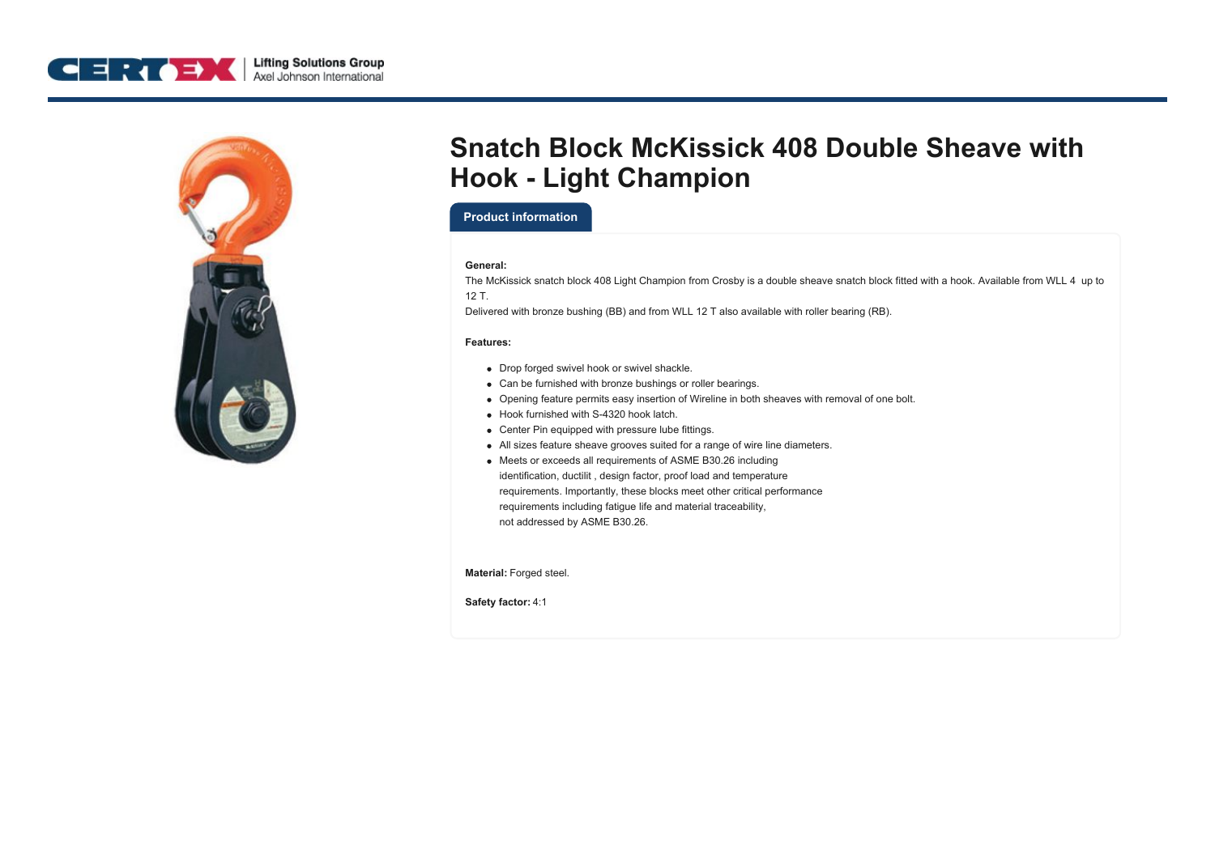# Snatch Block McKissick 408 Double Sheave with Hook - Light Champion

## Product information

**General:**

The McKissick snatch block 408 Light Champion from Crosby is a double sheave snatch block fitted with a hook. Available from WLL 4 up to 12 T.

Delivered with bronze bushing (BB) and from WLL 12 T also available with roller bearing (RB).

**Features:**

- Drop forged swivel hook or swivel shackle.
- Can be furnished with bronze bushings or roller bearings.
- Opening feature permits easy insertion of Wireline in both sheaves with removal of one bolt.
- Hook furnished with S-4320 hook latch.
- Center Pin equipped with pressure lube fittings.
- All sizes feature sheave grooves suited for a range of wire line diameters.
- Meets or exceeds all requirements of ASME B30.26 including identification, ductilit , design factor, proof load and temperature requirements. Importantly, these blocks meet other critical performance requirements including fatigue life and material traceability, not addressed by ASME B30.26.

**Material:** Forged steel.

**Safety factor:** 4:1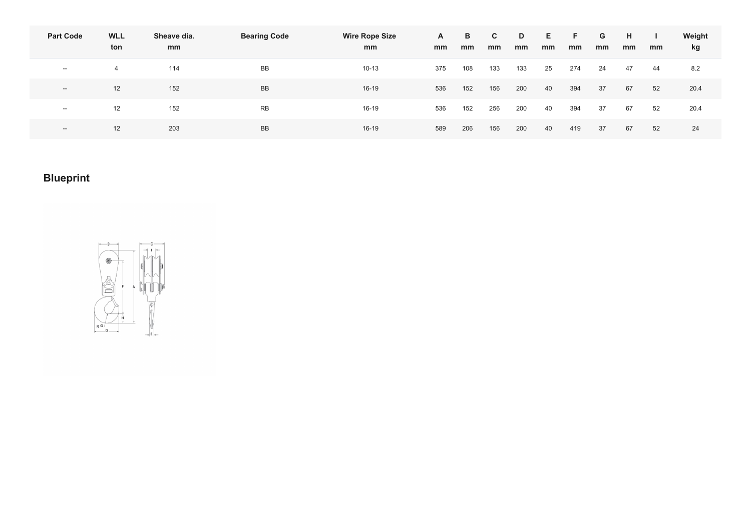| Part Code | WLL ton | Sheave dia. mm | Bearing Code | Wire Rope Size mm | A mm | B mm | C mm | D mm | E mm | F mm | G mm | H mm | I mm | Weight kg |
|---|---|---|---|---|---|---|---|---|---|---|---|---|---|---|
| -- | 4 | 114 | BB | 10-13 | 375 | 108 | 133 | 133 | 25 | 274 | 24 | 47 | 44 | 8.2 |
| -- | 12 | 152 | BB | 16-19 | 536 | 152 | 156 | 200 | 40 | 394 | 37 | 67 | 52 | 20.4 |
| -- | 12 | 152 | RB | 16-19 | 536 | 152 | 256 | 200 | 40 | 394 | 37 | 67 | 52 | 20.4 |
| -- | 12 | 203 | BB | 16-19 | 589 | 206 | 156 | 200 | 40 | 419 | 37 | 67 | 52 | 24 |

## Blueprint